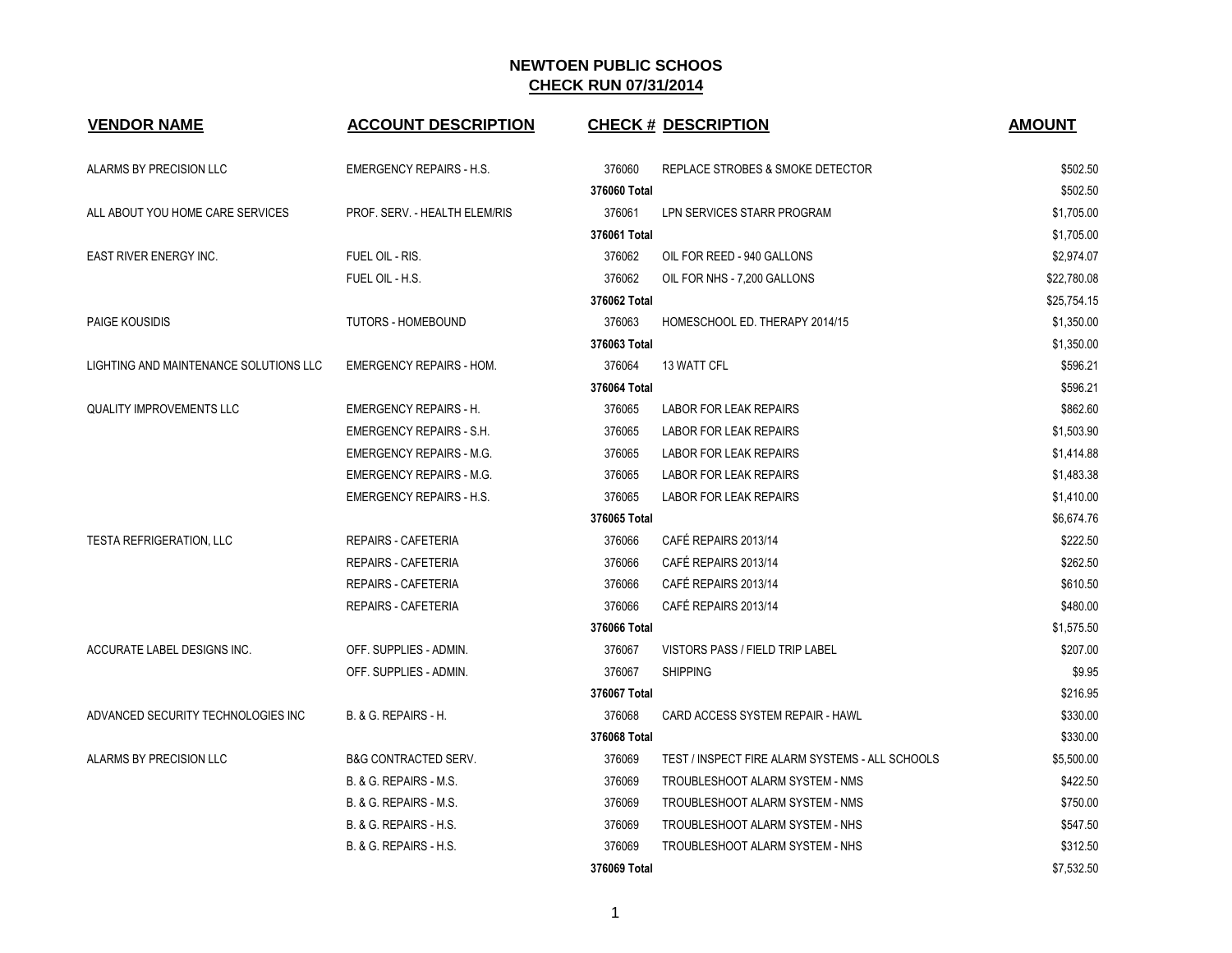# NEWTOEN PUBLIC SCHOOS

## CHECK RUN 07/31/2014

| VENDOR NAME | ACCOUNT DESCRIPTION | CHECK # | DESCRIPTION | AMOUNT |
|---|---|---|---|---|
| ALARMS BY PRECISION LLC | EMERGENCY REPAIRS - H.S. | 376060 | REPLACE STROBES & SMOKE DETECTOR | $502.50 |
| | | **376060 Total** | | $502.50 |
| ALL ABOUT YOU HOME CARE SERVICES | PROF. SERV. - HEALTH ELEM/RIS | 376061 | LPN SERVICES STARR PROGRAM | $1,705.00 |
| | | **376061 Total** | | $1,705.00 |
| EAST RIVER ENERGY INC. | FUEL OIL - RIS. | 376062 | OIL FOR REED - 940 GALLONS | $2,974.07 |
| | FUEL OIL - H.S. | 376062 | OIL FOR NHS - 7,200 GALLONS | $22,780.08 |
| | | **376062 Total** | | $25,754.15 |
| PAIGE KOUSIDIS | TUTORS - HOMEBOUND | 376063 | HOMESCHOOL ED. THERAPY 2014/15 | $1,350.00 |
| | | **376063 Total** | | $1,350.00 |
| LIGHTING AND MAINTENANCE SOLUTIONS LLC | EMERGENCY REPAIRS - HOM. | 376064 | 13 WATT CFL | $596.21 |
| | | **376064 Total** | | $596.21 |
| QUALITY IMPROVEMENTS LLC | EMERGENCY REPAIRS - H. | 376065 | LABOR FOR LEAK REPAIRS | $862.60 |
| | EMERGENCY REPAIRS - S.H. | 376065 | LABOR FOR LEAK REPAIRS | $1,503.90 |
| | EMERGENCY REPAIRS - M.G. | 376065 | LABOR FOR LEAK REPAIRS | $1,414.88 |
| | EMERGENCY REPAIRS - M.G. | 376065 | LABOR FOR LEAK REPAIRS | $1,483.38 |
| | EMERGENCY REPAIRS - H.S. | 376065 | LABOR FOR LEAK REPAIRS | $1,410.00 |
| | | **376065 Total** | | $6,674.76 |
| TESTA REFRIGERATION, LLC | REPAIRS - CAFETERIA | 376066 | CAFÉ REPAIRS 2013/14 | $222.50 |
| | REPAIRS - CAFETERIA | 376066 | CAFÉ REPAIRS 2013/14 | $262.50 |
| | REPAIRS - CAFETERIA | 376066 | CAFÉ REPAIRS 2013/14 | $610.50 |
| | REPAIRS - CAFETERIA | 376066 | CAFÉ REPAIRS 2013/14 | $480.00 |
| | | **376066 Total** | | $1,575.50 |
| ACCURATE LABEL DESIGNS INC. | OFF. SUPPLIES - ADMIN. | 376067 | VISTORS PASS / FIELD TRIP LABEL | $207.00 |
| | OFF. SUPPLIES - ADMIN. | 376067 | SHIPPING | $9.95 |
| | | **376067 Total** | | $216.95 |
| ADVANCED SECURITY TECHNOLOGIES INC | B. & G. REPAIRS - H. | 376068 | CARD ACCESS SYSTEM REPAIR - HAWL | $330.00 |
| | | **376068 Total** | | $330.00 |
| ALARMS BY PRECISION LLC | B&G CONTRACTED SERV. | 376069 | TEST / INSPECT FIRE ALARM SYSTEMS - ALL SCHOOLS | $5,500.00 |
| | B. & G. REPAIRS - M.S. | 376069 | TROUBLESHOOT ALARM SYSTEM - NMS | $422.50 |
| | B. & G. REPAIRS - M.S. | 376069 | TROUBLESHOOT ALARM SYSTEM - NMS | $750.00 |
| | B. & G. REPAIRS - H.S. | 376069 | TROUBLESHOOT ALARM SYSTEM - NHS | $547.50 |
| | B. & G. REPAIRS - H.S. | 376069 | TROUBLESHOOT ALARM SYSTEM - NHS | $312.50 |
| | | **376069 Total** | | $7,532.50 |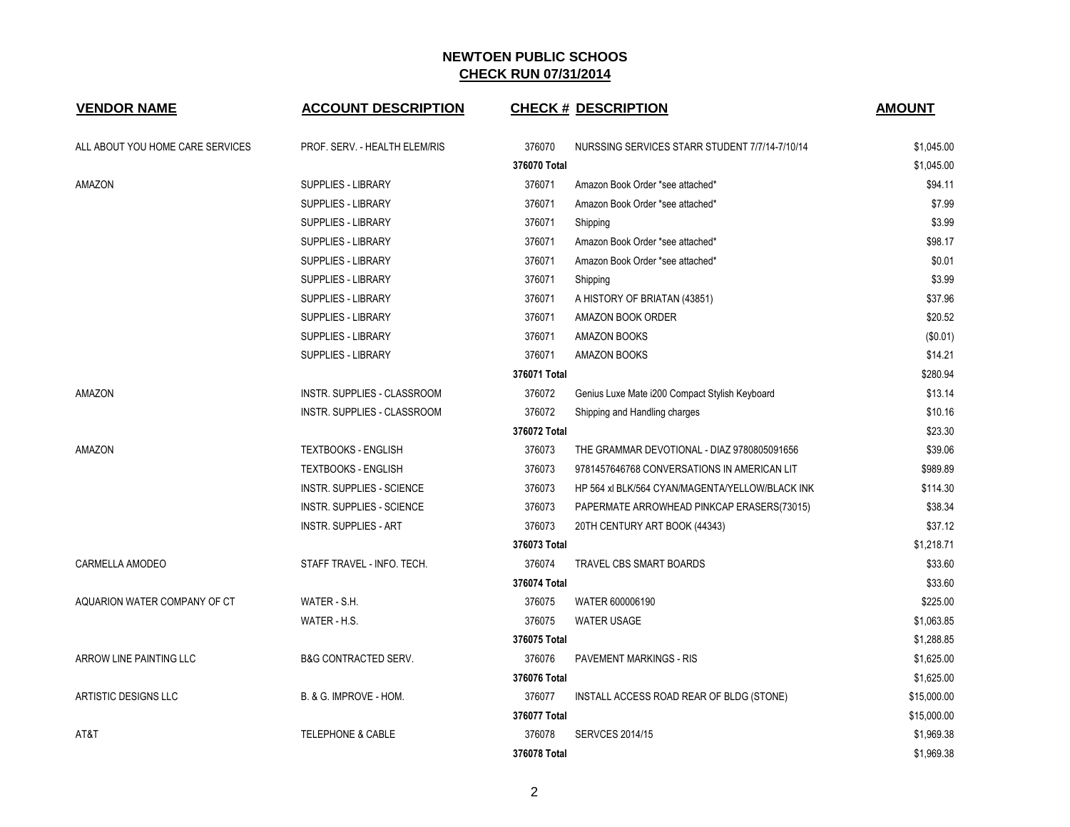# NEWTOEN PUBLIC SCHOOS

## CHECK RUN 07/31/2014

| VENDOR NAME | ACCOUNT DESCRIPTION | CHECK # | DESCRIPTION | AMOUNT |
|---|---|---|---|---|
| ALL ABOUT YOU HOME CARE SERVICES | PROF. SERV. - HEALTH ELEM/RIS | 376070 | NURSSING SERVICES STARR STUDENT 7/7/14-7/10/14 | $1,045.00 |
| | | 376070 Total | | $1,045.00 |
| AMAZON | SUPPLIES - LIBRARY | 376071 | Amazon Book Order *see attached* | $94.11 |
| | SUPPLIES - LIBRARY | 376071 | Amazon Book Order *see attached* | $7.99 |
| | SUPPLIES - LIBRARY | 376071 | Shipping | $3.99 |
| | SUPPLIES - LIBRARY | 376071 | Amazon Book Order *see attached* | $98.17 |
| | SUPPLIES - LIBRARY | 376071 | Amazon Book Order *see attached* | $0.01 |
| | SUPPLIES - LIBRARY | 376071 | Shipping | $3.99 |
| | SUPPLIES - LIBRARY | 376071 | A HISTORY OF BRIATAN (43851) | $37.96 |
| | SUPPLIES - LIBRARY | 376071 | AMAZON BOOK ORDER | $20.52 |
| | SUPPLIES - LIBRARY | 376071 | AMAZON BOOKS | ($0.01) |
| | SUPPLIES - LIBRARY | 376071 | AMAZON BOOKS | $14.21 |
| | | 376071 Total | | $280.94 |
| AMAZON | INSTR. SUPPLIES - CLASSROOM | 376072 | Genius Luxe Mate i200 Compact Stylish Keyboard | $13.14 |
| | INSTR. SUPPLIES - CLASSROOM | 376072 | Shipping and Handling charges | $10.16 |
| | | 376072 Total | | $23.30 |
| AMAZON | TEXTBOOKS - ENGLISH | 376073 | THE GRAMMAR DEVOTIONAL - DIAZ 9780805091656 | $39.06 |
| | TEXTBOOKS - ENGLISH | 376073 | 9781457646768 CONVERSATIONS IN AMERICAN LIT | $989.89 |
| | INSTR. SUPPLIES - SCIENCE | 376073 | HP 564 xl BLK/564 CYAN/MAGENTA/YELLOW/BLACK INK | $114.30 |
| | INSTR. SUPPLIES - SCIENCE | 376073 | PAPERMATE ARROWHEAD PINKCAP ERASERS(73015) | $38.34 |
| | INSTR. SUPPLIES - ART | 376073 | 20TH CENTURY ART BOOK (44343) | $37.12 |
| | | 376073 Total | | $1,218.71 |
| CARMELLA AMODEO | STAFF TRAVEL - INFO. TECH. | 376074 | TRAVEL CBS SMART BOARDS | $33.60 |
| | | 376074 Total | | $33.60 |
| AQUARION WATER COMPANY OF CT | WATER - S.H. | 376075 | WATER 600006190 | $225.00 |
| | WATER - H.S. | 376075 | WATER USAGE | $1,063.85 |
| | | 376075 Total | | $1,288.85 |
| ARROW LINE PAINTING LLC | B&G CONTRACTED SERV. | 376076 | PAVEMENT MARKINGS - RIS | $1,625.00 |
| | | 376076 Total | | $1,625.00 |
| ARTISTIC DESIGNS LLC | B. & G. IMPROVE - HOM. | 376077 | INSTALL ACCESS ROAD REAR OF BLDG (STONE) | $15,000.00 |
| | | 376077 Total | | $15,000.00 |
| AT&T | TELEPHONE & CABLE | 376078 | SERVCES 2014/15 | $1,969.38 |
| | | 376078 Total | | $1,969.38 |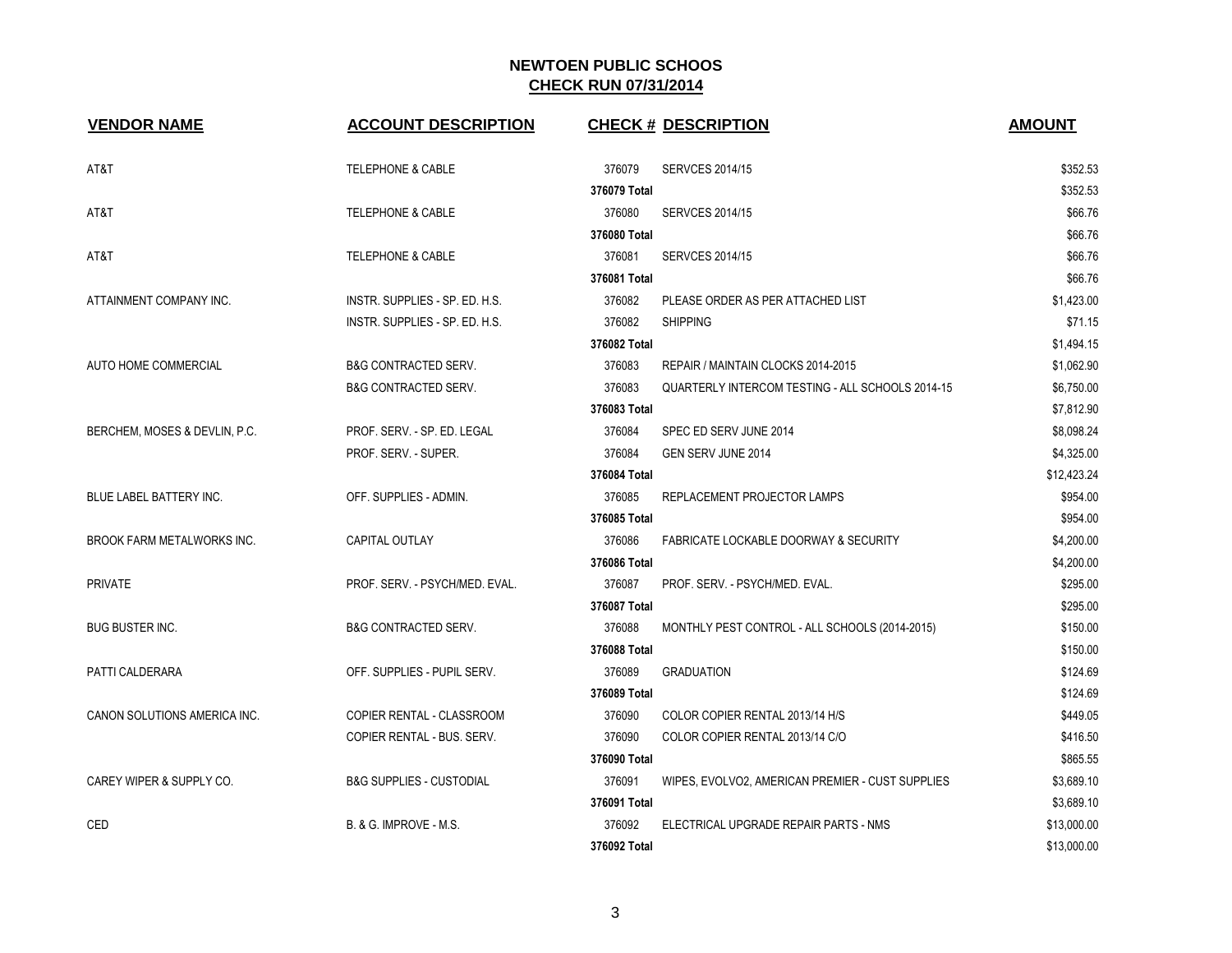## NEWTOEN PUBLIC SCHOOS
## CHECK RUN 07/31/2014

| VENDOR NAME | ACCOUNT DESCRIPTION | CHECK # | DESCRIPTION | AMOUNT |
|---|---|---|---|---|
| AT&T | TELEPHONE & CABLE | 376079 | SERVCES 2014/15 | $352.53 |
| | | 376079 Total | | $352.53 |
| AT&T | TELEPHONE & CABLE | 376080 | SERVCES 2014/15 | $66.76 |
| | | 376080 Total | | $66.76 |
| AT&T | TELEPHONE & CABLE | 376081 | SERVCES 2014/15 | $66.76 |
| | | 376081 Total | | $66.76 |
| ATTAINMENT COMPANY INC. | INSTR. SUPPLIES - SP. ED. H.S. | 376082 | PLEASE ORDER AS PER ATTACHED LIST | $1,423.00 |
| | INSTR. SUPPLIES - SP. ED. H.S. | 376082 | SHIPPING | $71.15 |
| | | 376082 Total | | $1,494.15 |
| AUTO HOME COMMERCIAL | B&G CONTRACTED SERV. | 376083 | REPAIR / MAINTAIN CLOCKS 2014-2015 | $1,062.90 |
| | B&G CONTRACTED SERV. | 376083 | QUARTERLY INTERCOM TESTING - ALL SCHOOLS 2014-15 | $6,750.00 |
| | | 376083 Total | | $7,812.90 |
| BERCHEM, MOSES & DEVLIN, P.C. | PROF. SERV. - SP. ED. LEGAL | 376084 | SPEC ED SERV JUNE 2014 | $8,098.24 |
| | PROF. SERV. - SUPER. | 376084 | GEN SERV JUNE 2014 | $4,325.00 |
| | | 376084 Total | | $12,423.24 |
| BLUE LABEL BATTERY INC. | OFF. SUPPLIES - ADMIN. | 376085 | REPLACEMENT PROJECTOR LAMPS | $954.00 |
| | | 376085 Total | | $954.00 |
| BROOK FARM METALWORKS INC. | CAPITAL OUTLAY | 376086 | FABRICATE LOCKABLE DOORWAY & SECURITY | $4,200.00 |
| | | 376086 Total | | $4,200.00 |
| PRIVATE | PROF. SERV. - PSYCH/MED. EVAL. | 376087 | PROF. SERV. - PSYCH/MED. EVAL. | $295.00 |
| | | 376087 Total | | $295.00 |
| BUG BUSTER INC. | B&G CONTRACTED SERV. | 376088 | MONTHLY PEST CONTROL - ALL SCHOOLS (2014-2015) | $150.00 |
| | | 376088 Total | | $150.00 |
| PATTI CALDERARA | OFF. SUPPLIES - PUPIL SERV. | 376089 | GRADUATION | $124.69 |
| | | 376089 Total | | $124.69 |
| CANON SOLUTIONS AMERICA INC. | COPIER RENTAL - CLASSROOM | 376090 | COLOR COPIER RENTAL 2013/14 H/S | $449.05 |
| | COPIER RENTAL - BUS. SERV. | 376090 | COLOR COPIER RENTAL 2013/14 C/O | $416.50 |
| | | 376090 Total | | $865.55 |
| CAREY WIPER & SUPPLY CO. | B&G SUPPLIES - CUSTODIAL | 376091 | WIPES, EVOLVO2, AMERICAN PREMIER - CUST SUPPLIES | $3,689.10 |
| | | 376091 Total | | $3,689.10 |
| CED | B. & G. IMPROVE - M.S. | 376092 | ELECTRICAL UPGRADE REPAIR PARTS - NMS | $13,000.00 |
| | | 376092 Total | | $13,000.00 |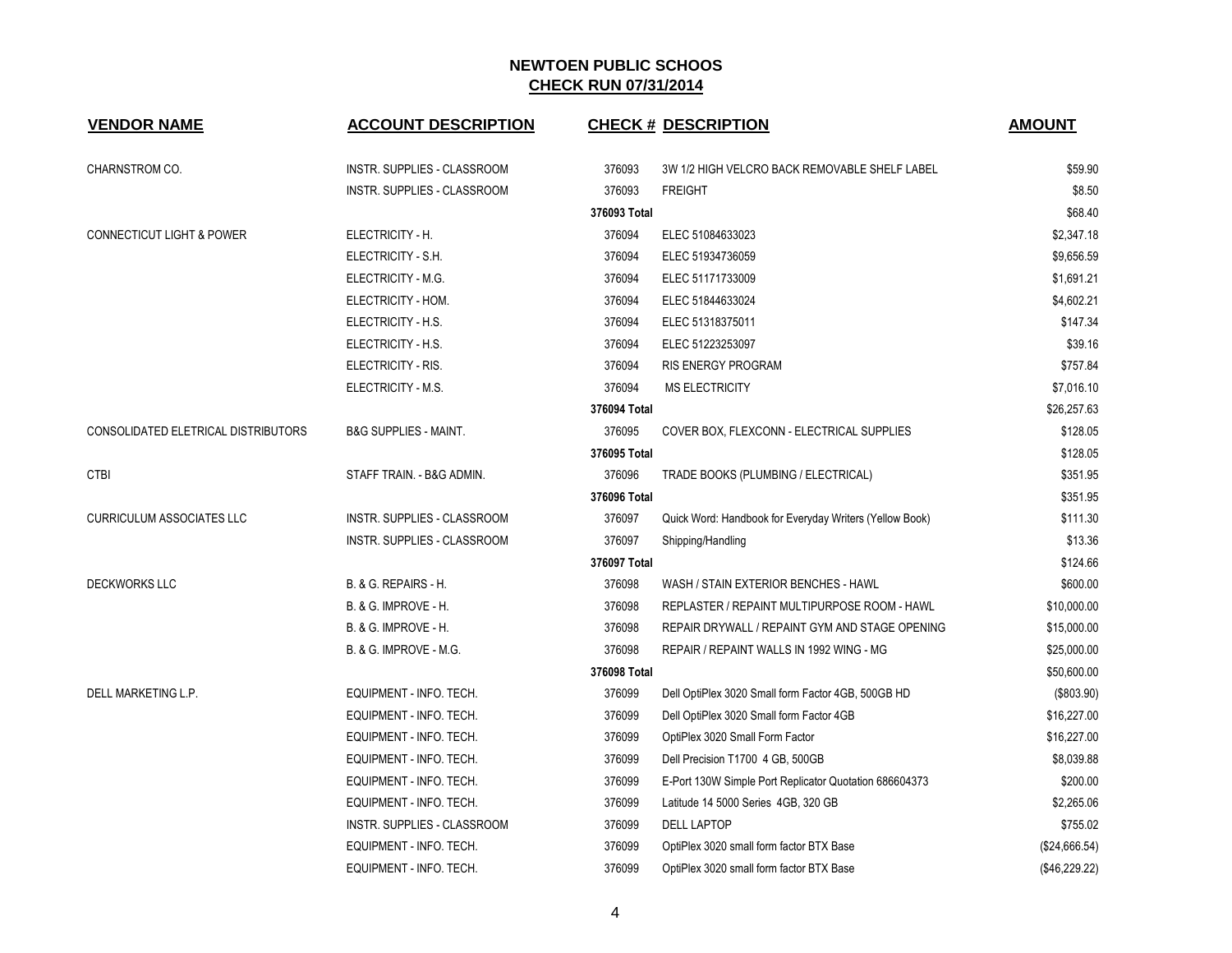## NEWTOEN PUBLIC SCHOOS
## CHECK RUN 07/31/2014

| VENDOR NAME | ACCOUNT DESCRIPTION | CHECK # | DESCRIPTION | AMOUNT |
|---|---|---|---|---|
| CHARNSTROM CO. | INSTR. SUPPLIES - CLASSROOM | 376093 | 3W 1/2 HIGH VELCRO BACK REMOVABLE SHELF LABEL | $59.90 |
| | INSTR. SUPPLIES - CLASSROOM | 376093 | FREIGHT | $8.50 |
| | | 376093 Total | | $68.40 |
| CONNECTICUT LIGHT & POWER | ELECTRICITY - H. | 376094 | ELEC 51084633023 | $2,347.18 |
| | ELECTRICITY - S.H. | 376094 | ELEC 51934736059 | $9,656.59 |
| | ELECTRICITY - M.G. | 376094 | ELEC 51171733009 | $1,691.21 |
| | ELECTRICITY - HOM. | 376094 | ELEC 51844633024 | $4,602.21 |
| | ELECTRICITY - H.S. | 376094 | ELEC 51318375011 | $147.34 |
| | ELECTRICITY - H.S. | 376094 | ELEC 51223253097 | $39.16 |
| | ELECTRICITY - RIS. | 376094 | RIS ENERGY PROGRAM | $757.84 |
| | ELECTRICITY - M.S. | 376094 | MS ELECTRICITY | $7,016.10 |
| | | 376094 Total | | $26,257.63 |
| CONSOLIDATED ELETRICAL DISTRIBUTORS | B&G SUPPLIES - MAINT. | 376095 | COVER BOX, FLEXCONN - ELECTRICAL SUPPLIES | $128.05 |
| | | 376095 Total | | $128.05 |
| CTBI | STAFF TRAIN. - B&G ADMIN. | 376096 | TRADE BOOKS (PLUMBING / ELECTRICAL) | $351.95 |
| | | 376096 Total | | $351.95 |
| CURRICULUM ASSOCIATES LLC | INSTR. SUPPLIES - CLASSROOM | 376097 | Quick Word: Handbook for Everyday Writers (Yellow Book) | $111.30 |
| | INSTR. SUPPLIES - CLASSROOM | 376097 | Shipping/Handling | $13.36 |
| | | 376097 Total | | $124.66 |
| DECKWORKS LLC | B. & G. REPAIRS - H. | 376098 | WASH / STAIN EXTERIOR BENCHES - HAWL | $600.00 |
| | B. & G. IMPROVE - H. | 376098 | REPLASTER / REPAINT MULTIPURPOSE ROOM - HAWL | $10,000.00 |
| | B. & G. IMPROVE - H. | 376098 | REPAIR DRYWALL / REPAINT GYM AND STAGE OPENING | $15,000.00 |
| | B. & G. IMPROVE - M.G. | 376098 | REPAIR / REPAINT WALLS IN 1992 WING - MG | $25,000.00 |
| | | 376098 Total | | $50,600.00 |
| DELL MARKETING L.P. | EQUIPMENT - INFO. TECH. | 376099 | Dell OptiPlex 3020 Small form Factor 4GB, 500GB HD | ($803.90) |
| | EQUIPMENT - INFO. TECH. | 376099 | Dell OptiPlex 3020 Small form Factor 4GB | $16,227.00 |
| | EQUIPMENT - INFO. TECH. | 376099 | OptiPlex 3020 Small Form Factor | $16,227.00 |
| | EQUIPMENT - INFO. TECH. | 376099 | Dell Precision T1700 4 GB, 500GB | $8,039.88 |
| | EQUIPMENT - INFO. TECH. | 376099 | E-Port 130W Simple Port Replicator Quotation 686604373 | $200.00 |
| | EQUIPMENT - INFO. TECH. | 376099 | Latitude 14 5000 Series 4GB, 320 GB | $2,265.06 |
| | INSTR. SUPPLIES - CLASSROOM | 376099 | DELL LAPTOP | $755.02 |
| | EQUIPMENT - INFO. TECH. | 376099 | OptiPlex 3020 small form factor BTX Base | ($24,666.54) |
| | EQUIPMENT - INFO. TECH. | 376099 | OptiPlex 3020 small form factor BTX Base | ($46,229.22) |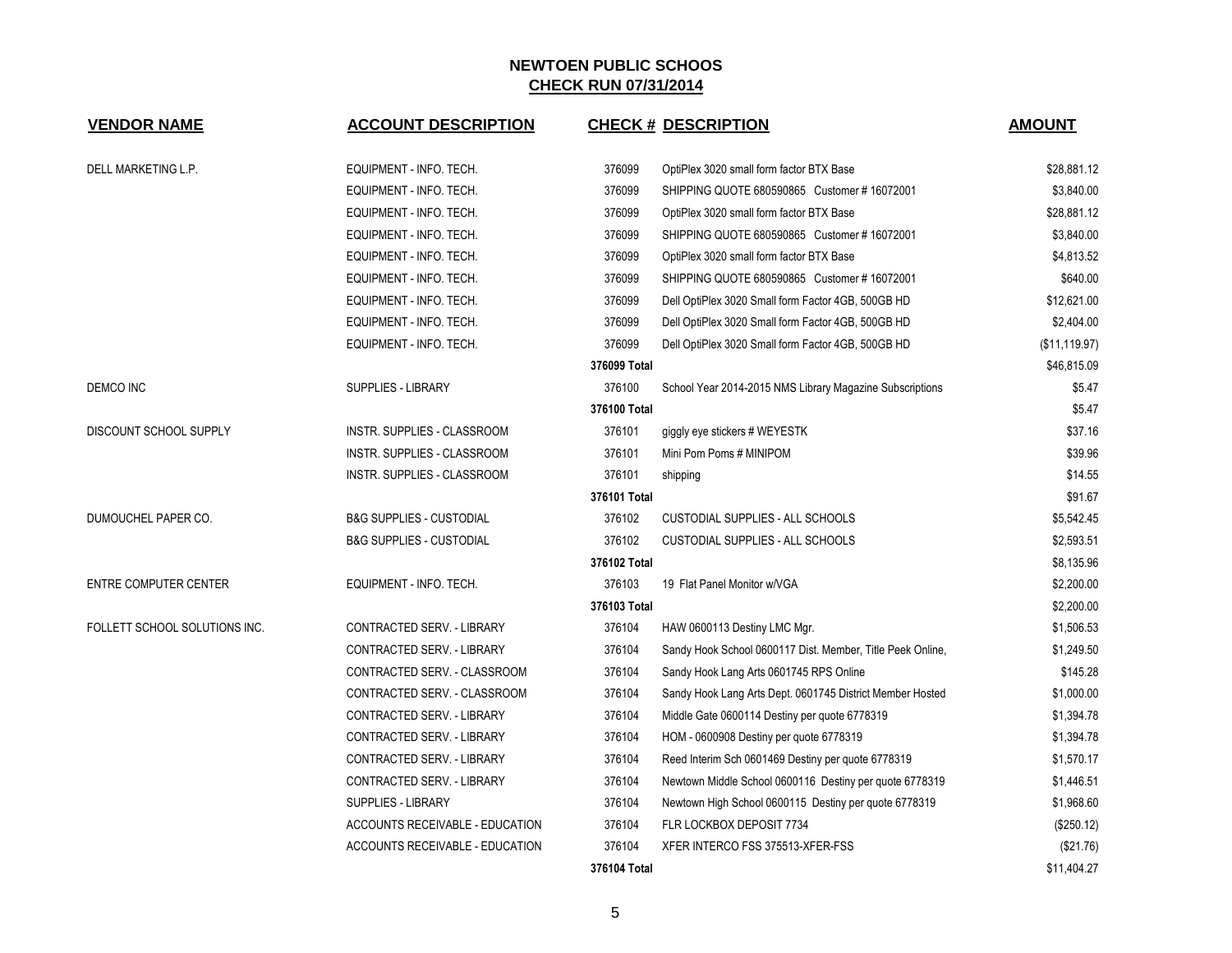# NEWTOEN PUBLIC SCHOOS

## CHECK RUN 07/31/2014

| VENDOR NAME | ACCOUNT DESCRIPTION | CHECK # | DESCRIPTION | AMOUNT |
|---|---|---|---|---|
| DELL MARKETING L.P. | EQUIPMENT - INFO. TECH. | 376099 | OptiPlex 3020 small form factor BTX Base | $28,881.12 |
| | EQUIPMENT - INFO. TECH. | 376099 | SHIPPING QUOTE 680590865 Customer # 16072001 | $3,840.00 |
| | EQUIPMENT - INFO. TECH. | 376099 | OptiPlex 3020 small form factor BTX Base | $28,881.12 |
| | EQUIPMENT - INFO. TECH. | 376099 | SHIPPING QUOTE 680590865 Customer # 16072001 | $3,840.00 |
| | EQUIPMENT - INFO. TECH. | 376099 | OptiPlex 3020 small form factor BTX Base | $4,813.52 |
| | EQUIPMENT - INFO. TECH. | 376099 | SHIPPING QUOTE 680590865 Customer # 16072001 | $640.00 |
| | EQUIPMENT - INFO. TECH. | 376099 | Dell OptiPlex 3020 Small form Factor 4GB, 500GB HD | $12,621.00 |
| | EQUIPMENT - INFO. TECH. | 376099 | Dell OptiPlex 3020 Small form Factor 4GB, 500GB HD | $2,404.00 |
| | EQUIPMENT - INFO. TECH. | 376099 | Dell OptiPlex 3020 Small form Factor 4GB, 500GB HD | ($11,119.97) |
| | | 376099 Total | | $46,815.09 |
| DEMCO INC | SUPPLIES - LIBRARY | 376100 | School Year 2014-2015 NMS Library Magazine Subscriptions | $5.47 |
| | | 376100 Total | | $5.47 |
| DISCOUNT SCHOOL SUPPLY | INSTR. SUPPLIES - CLASSROOM | 376101 | giggly eye stickers # WEYESTK | $37.16 |
| | INSTR. SUPPLIES - CLASSROOM | 376101 | Mini Pom Poms # MINIPOM | $39.96 |
| | INSTR. SUPPLIES - CLASSROOM | 376101 | shipping | $14.55 |
| | | 376101 Total | | $91.67 |
| DUMOUCHEL PAPER CO. | B&G SUPPLIES - CUSTODIAL | 376102 | CUSTODIAL SUPPLIES - ALL SCHOOLS | $5,542.45 |
| | B&G SUPPLIES - CUSTODIAL | 376102 | CUSTODIAL SUPPLIES - ALL SCHOOLS | $2,593.51 |
| | | 376102 Total | | $8,135.96 |
| ENTRE COMPUTER CENTER | EQUIPMENT - INFO. TECH. | 376103 | 19 Flat Panel Monitor w/VGA | $2,200.00 |
| | | 376103 Total | | $2,200.00 |
| FOLLETT SCHOOL SOLUTIONS INC. | CONTRACTED SERV. - LIBRARY | 376104 | HAW 0600113 Destiny LMC Mgr. | $1,506.53 |
| | CONTRACTED SERV. - LIBRARY | 376104 | Sandy Hook School 0600117 Dist. Member, Title Peek Online, | $1,249.50 |
| | CONTRACTED SERV. - CLASSROOM | 376104 | Sandy Hook Lang Arts 0601745 RPS Online | $145.28 |
| | CONTRACTED SERV. - CLASSROOM | 376104 | Sandy Hook Lang Arts Dept. 0601745 District Member Hosted | $1,000.00 |
| | CONTRACTED SERV. - LIBRARY | 376104 | Middle Gate 0600114 Destiny per quote 6778319 | $1,394.78 |
| | CONTRACTED SERV. - LIBRARY | 376104 | HOM - 0600908 Destiny per quote 6778319 | $1,394.78 |
| | CONTRACTED SERV. - LIBRARY | 376104 | Reed Interim Sch 0601469 Destiny per quote 6778319 | $1,570.17 |
| | CONTRACTED SERV. - LIBRARY | 376104 | Newtown Middle School 0600116 Destiny per quote 6778319 | $1,446.51 |
| | SUPPLIES - LIBRARY | 376104 | Newtown High School 0600115 Destiny per quote 6778319 | $1,968.60 |
| | ACCOUNTS RECEIVABLE - EDUCATION | 376104 | FLR LOCKBOX DEPOSIT 7734 | ($250.12) |
| | ACCOUNTS RECEIVABLE - EDUCATION | 376104 | XFER INTERCO FSS 375513-XFER-FSS | ($21.76) |
| | | 376104 Total | | $11,404.27 |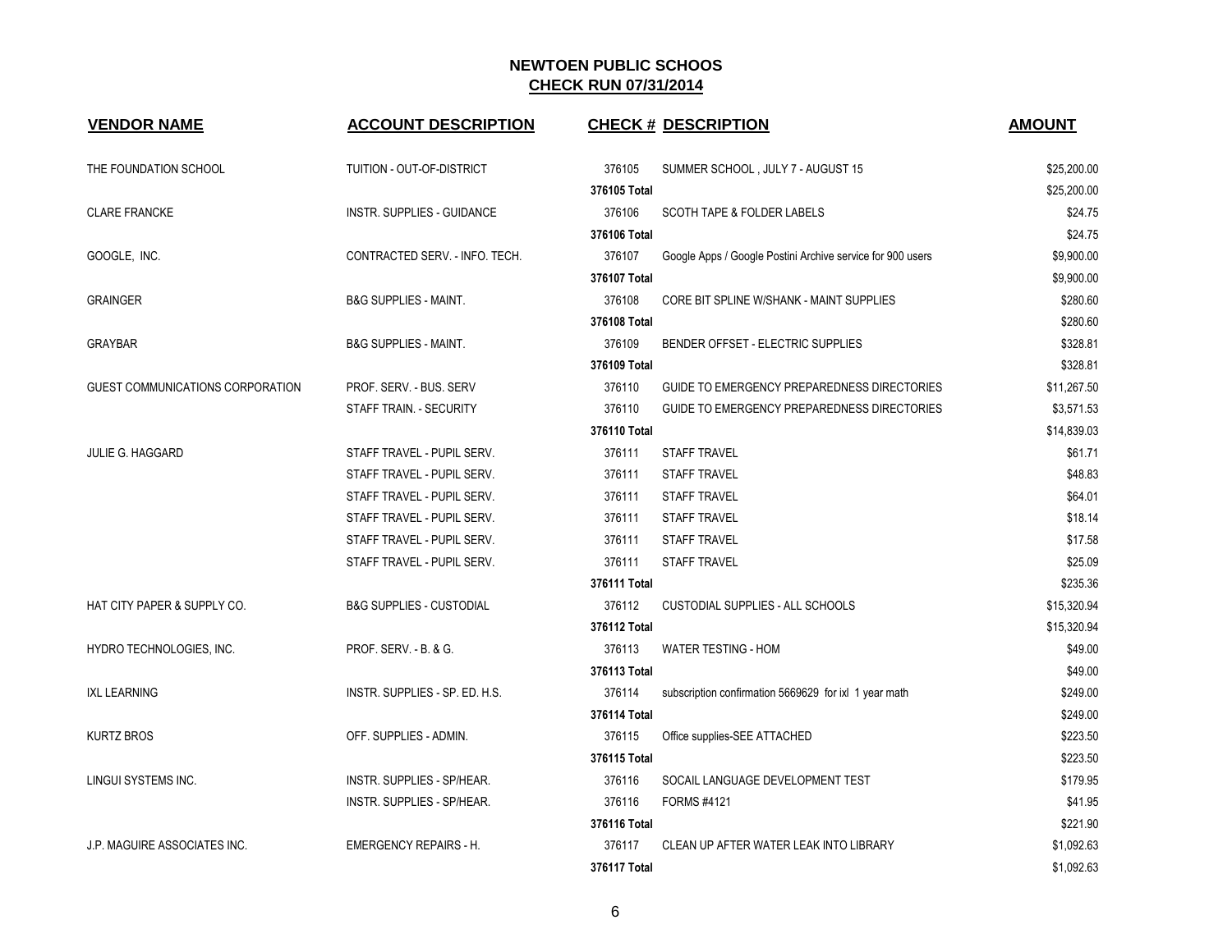## NEWTOEN PUBLIC SCHOOS
## CHECK RUN 07/31/2014

| VENDOR NAME | ACCOUNT DESCRIPTION | CHECK # | DESCRIPTION | AMOUNT |
|---|---|---|---|---|
| THE FOUNDATION SCHOOL | TUITION - OUT-OF-DISTRICT | 376105 | SUMMER SCHOOL , JULY 7 - AUGUST 15 | $25,200.00 |
| | | **376105 Total** | | $25,200.00 |
| CLARE FRANCKE | INSTR. SUPPLIES - GUIDANCE | 376106 | SCOTH TAPE & FOLDER LABELS | $24.75 |
| | | **376106 Total** | | $24.75 |
| GOOGLE, INC. | CONTRACTED SERV. - INFO. TECH. | 376107 | Google Apps / Google Postini Archive service for 900 users | $9,900.00 |
| | | **376107 Total** | | $9,900.00 |
| GRAINGER | B&G SUPPLIES - MAINT. | 376108 | CORE BIT SPLINE W/SHANK - MAINT SUPPLIES | $280.60 |
| | | **376108 Total** | | $280.60 |
| GRAYBAR | B&G SUPPLIES - MAINT. | 376109 | BENDER OFFSET - ELECTRIC SUPPLIES | $328.81 |
| | | **376109 Total** | | $328.81 |
| GUEST COMMUNICATIONS CORPORATION | PROF. SERV. - BUS. SERV | 376110 | GUIDE TO EMERGENCY PREPAREDNESS DIRECTORIES | $11,267.50 |
| | STAFF TRAIN. - SECURITY | 376110 | GUIDE TO EMERGENCY PREPAREDNESS DIRECTORIES | $3,571.53 |
| | | **376110 Total** | | $14,839.03 |
| JULIE G. HAGGARD | STAFF TRAVEL - PUPIL SERV. | 376111 | STAFF TRAVEL | $61.71 |
| | STAFF TRAVEL - PUPIL SERV. | 376111 | STAFF TRAVEL | $48.83 |
| | STAFF TRAVEL - PUPIL SERV. | 376111 | STAFF TRAVEL | $64.01 |
| | STAFF TRAVEL - PUPIL SERV. | 376111 | STAFF TRAVEL | $18.14 |
| | STAFF TRAVEL - PUPIL SERV. | 376111 | STAFF TRAVEL | $17.58 |
| | STAFF TRAVEL - PUPIL SERV. | 376111 | STAFF TRAVEL | $25.09 |
| | | **376111 Total** | | $235.36 |
| HAT CITY PAPER & SUPPLY CO. | B&G SUPPLIES - CUSTODIAL | 376112 | CUSTODIAL SUPPLIES - ALL SCHOOLS | $15,320.94 |
| | | **376112 Total** | | $15,320.94 |
| HYDRO TECHNOLOGIES, INC. | PROF. SERV. - B. & G. | 376113 | WATER TESTING - HOM | $49.00 |
| | | **376113 Total** | | $49.00 |
| IXL LEARNING | INSTR. SUPPLIES - SP. ED. H.S. | 376114 | subscription confirmation 5669629 for ixl 1 year math | $249.00 |
| | | **376114 Total** | | $249.00 |
| KURTZ BROS | OFF. SUPPLIES - ADMIN. | 376115 | Office supplies-SEE ATTACHED | $223.50 |
| | | **376115 Total** | | $223.50 |
| LINGUI SYSTEMS INC. | INSTR. SUPPLIES - SP/HEAR. | 376116 | SOCAIL LANGUAGE DEVELOPMENT TEST | $179.95 |
| | INSTR. SUPPLIES - SP/HEAR. | 376116 | FORMS #4121 | $41.95 |
| | | **376116 Total** | | $221.90 |
| J.P. MAGUIRE ASSOCIATES INC. | EMERGENCY REPAIRS - H. | 376117 | CLEAN UP AFTER WATER LEAK INTO LIBRARY | $1,092.63 |
| | | **376117 Total** | | $1,092.63 |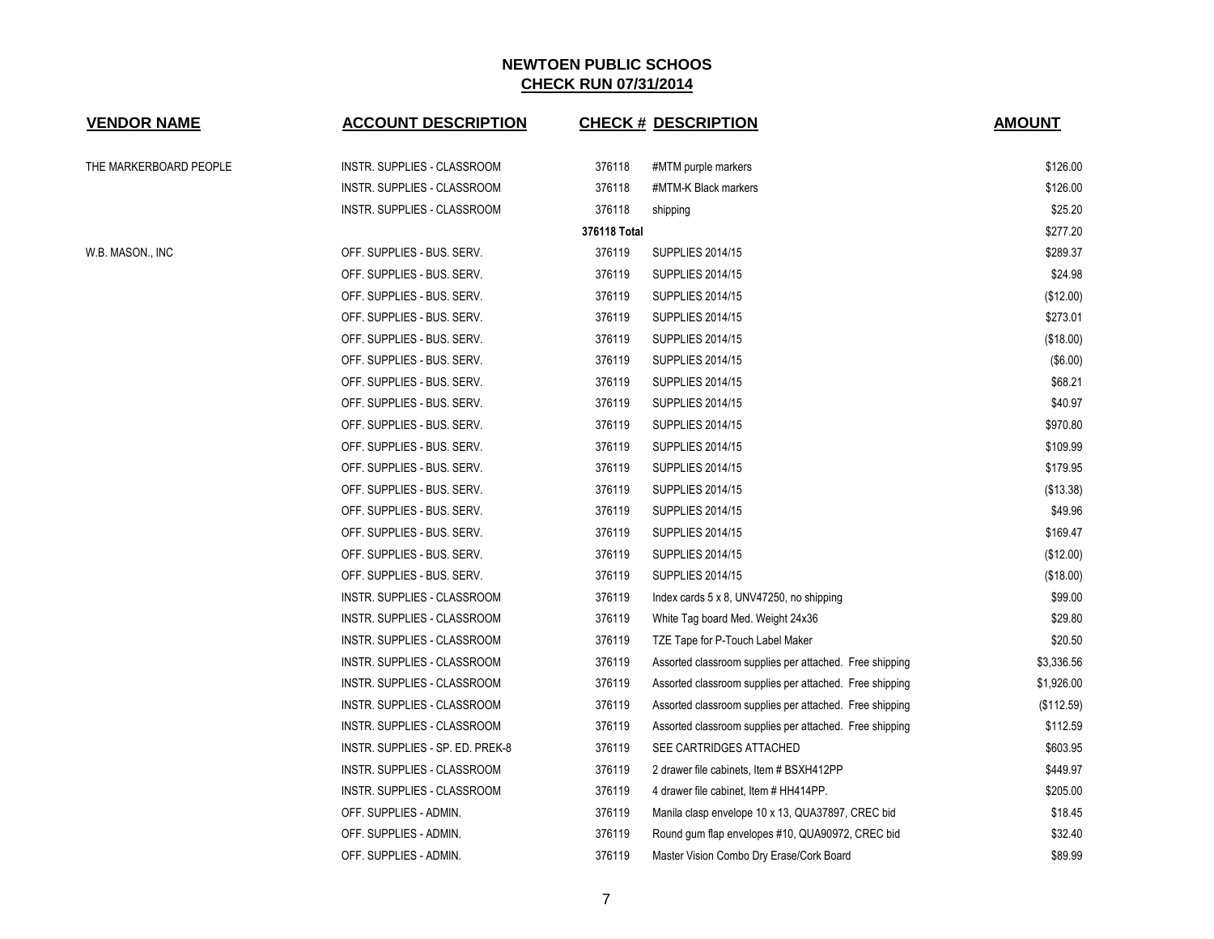## NEWTOEN PUBLIC SCHOOS
## CHECK RUN 07/31/2014

| VENDOR NAME | ACCOUNT DESCRIPTION | CHECK # | DESCRIPTION | AMOUNT |
|---|---|---|---|---|
| THE MARKERBOARD PEOPLE | INSTR. SUPPLIES - CLASSROOM | 376118 | #MTM purple markers | $126.00 |
| | INSTR. SUPPLIES - CLASSROOM | 376118 | #MTM-K Black markers | $126.00 |
| | INSTR. SUPPLIES - CLASSROOM | 376118 | shipping | $25.20 |
| | | **376118 Total** | | $277.20 |
| W.B. MASON., INC | OFF. SUPPLIES - BUS. SERV. | 376119 | SUPPLIES 2014/15 | $289.37 |
| | OFF. SUPPLIES - BUS. SERV. | 376119 | SUPPLIES 2014/15 | $24.98 |
| | OFF. SUPPLIES - BUS. SERV. | 376119 | SUPPLIES 2014/15 | ($12.00) |
| | OFF. SUPPLIES - BUS. SERV. | 376119 | SUPPLIES 2014/15 | $273.01 |
| | OFF. SUPPLIES - BUS. SERV. | 376119 | SUPPLIES 2014/15 | ($18.00) |
| | OFF. SUPPLIES - BUS. SERV. | 376119 | SUPPLIES 2014/15 | ($6.00) |
| | OFF. SUPPLIES - BUS. SERV. | 376119 | SUPPLIES 2014/15 | $68.21 |
| | OFF. SUPPLIES - BUS. SERV. | 376119 | SUPPLIES 2014/15 | $40.97 |
| | OFF. SUPPLIES - BUS. SERV. | 376119 | SUPPLIES 2014/15 | $970.80 |
| | OFF. SUPPLIES - BUS. SERV. | 376119 | SUPPLIES 2014/15 | $109.99 |
| | OFF. SUPPLIES - BUS. SERV. | 376119 | SUPPLIES 2014/15 | $179.95 |
| | OFF. SUPPLIES - BUS. SERV. | 376119 | SUPPLIES 2014/15 | ($13.38) |
| | OFF. SUPPLIES - BUS. SERV. | 376119 | SUPPLIES 2014/15 | $49.96 |
| | OFF. SUPPLIES - BUS. SERV. | 376119 | SUPPLIES 2014/15 | $169.47 |
| | OFF. SUPPLIES - BUS. SERV. | 376119 | SUPPLIES 2014/15 | ($12.00) |
| | OFF. SUPPLIES - BUS. SERV. | 376119 | SUPPLIES 2014/15 | ($18.00) |
| | INSTR. SUPPLIES - CLASSROOM | 376119 | Index cards 5 x 8, UNV47250, no shipping | $99.00 |
| | INSTR. SUPPLIES - CLASSROOM | 376119 | White Tag board Med. Weight 24x36 | $29.80 |
| | INSTR. SUPPLIES - CLASSROOM | 376119 | TZE Tape for P-Touch Label Maker | $20.50 |
| | INSTR. SUPPLIES - CLASSROOM | 376119 | Assorted classroom supplies per attached. Free shipping | $3,336.56 |
| | INSTR. SUPPLIES - CLASSROOM | 376119 | Assorted classroom supplies per attached. Free shipping | $1,926.00 |
| | INSTR. SUPPLIES - CLASSROOM | 376119 | Assorted classroom supplies per attached. Free shipping | ($112.59) |
| | INSTR. SUPPLIES - CLASSROOM | 376119 | Assorted classroom supplies per attached. Free shipping | $112.59 |
| | INSTR. SUPPLIES - SP. ED. PREK-8 | 376119 | SEE CARTRIDGES ATTACHED | $603.95 |
| | INSTR. SUPPLIES - CLASSROOM | 376119 | 2 drawer file cabinets, Item # BSXH412PP | $449.97 |
| | INSTR. SUPPLIES - CLASSROOM | 376119 | 4 drawer file cabinet, Item # HH414PP. | $205.00 |
| | OFF. SUPPLIES - ADMIN. | 376119 | Manila clasp envelope 10 x 13, QUA37897, CREC bid | $18.45 |
| | OFF. SUPPLIES - ADMIN. | 376119 | Round gum flap envelopes #10, QUA90972, CREC bid | $32.40 |
| | OFF. SUPPLIES - ADMIN. | 376119 | Master Vision Combo Dry Erase/Cork Board | $89.99 |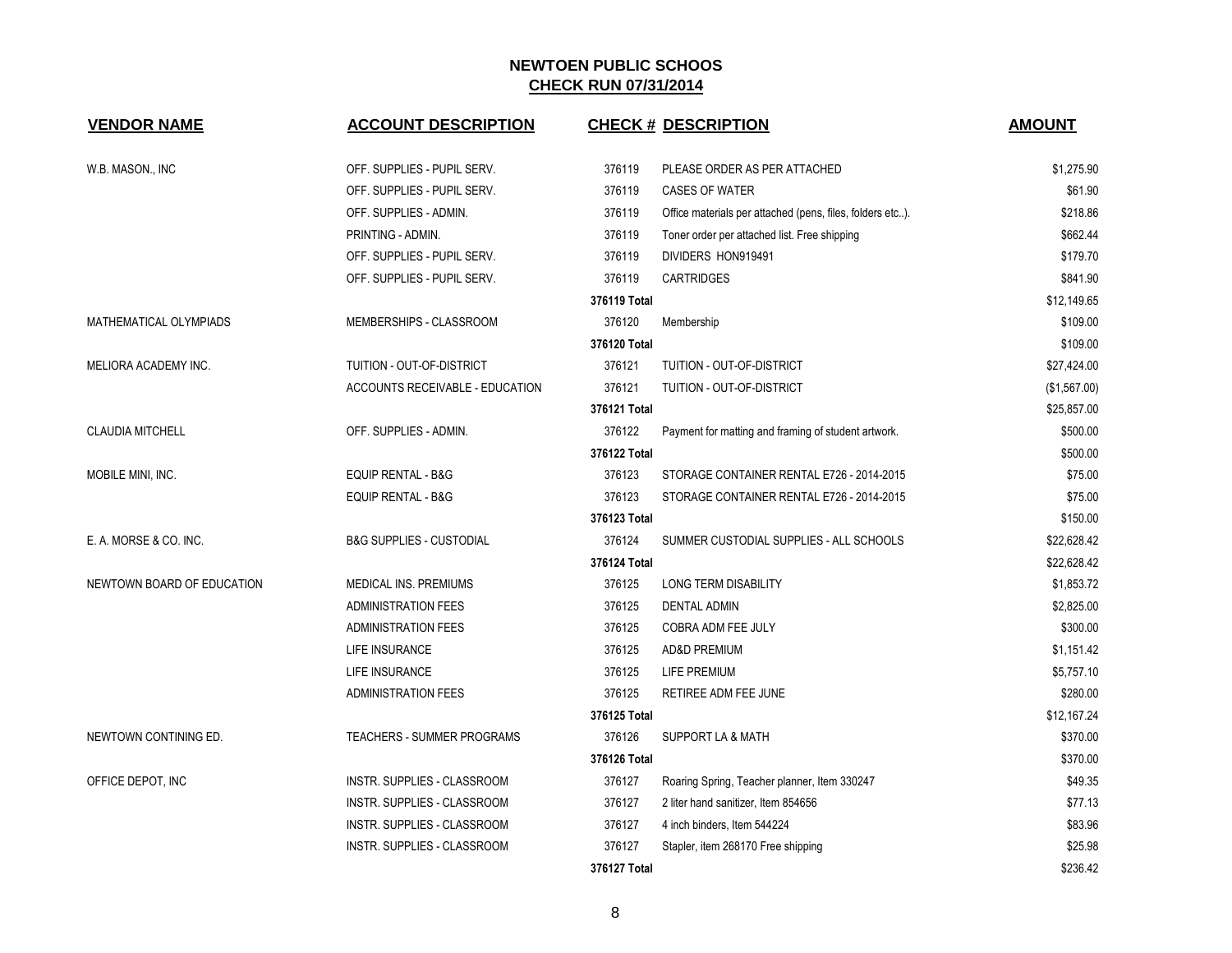# NEWTOEN PUBLIC SCHOOS

## CHECK RUN 07/31/2014

| VENDOR NAME | ACCOUNT DESCRIPTION | CHECK # | DESCRIPTION | AMOUNT |
|---|---|---|---|---|
| W.B. MASON., INC | OFF. SUPPLIES - PUPIL SERV. | 376119 | PLEASE ORDER AS PER ATTACHED | $1,275.90 |
| | OFF. SUPPLIES - PUPIL SERV. | 376119 | CASES OF WATER | $61.90 |
| | OFF. SUPPLIES - ADMIN. | 376119 | Office materials per attached (pens, files, folders etc..). | $218.86 |
| | PRINTING - ADMIN. | 376119 | Toner order per attached list. Free shipping | $662.44 |
| | OFF. SUPPLIES - PUPIL SERV. | 376119 | DIVIDERS HON919491 | $179.70 |
| | OFF. SUPPLIES - PUPIL SERV. | 376119 | CARTRIDGES | $841.90 |
| | | **376119 Total** | | $12,149.65 |
| MATHEMATICAL OLYMPIADS | MEMBERSHIPS - CLASSROOM | 376120 | Membership | $109.00 |
| | | **376120 Total** | | $109.00 |
| MELIORA ACADEMY INC. | TUITION - OUT-OF-DISTRICT | 376121 | TUITION - OUT-OF-DISTRICT | $27,424.00 |
| | ACCOUNTS RECEIVABLE - EDUCATION | 376121 | TUITION - OUT-OF-DISTRICT | ($1,567.00) |
| | | **376121 Total** | | $25,857.00 |
| CLAUDIA MITCHELL | OFF. SUPPLIES - ADMIN. | 376122 | Payment for matting and framing of student artwork. | $500.00 |
| | | **376122 Total** | | $500.00 |
| MOBILE MINI, INC. | EQUIP RENTAL - B&G | 376123 | STORAGE CONTAINER RENTAL E726 - 2014-2015 | $75.00 |
| | EQUIP RENTAL - B&G | 376123 | STORAGE CONTAINER RENTAL E726 - 2014-2015 | $75.00 |
| | | **376123 Total** | | $150.00 |
| E. A. MORSE & CO. INC. | B&G SUPPLIES - CUSTODIAL | 376124 | SUMMER CUSTODIAL SUPPLIES - ALL SCHOOLS | $22,628.42 |
| | | **376124 Total** | | $22,628.42 |
| NEWTOWN BOARD OF EDUCATION | MEDICAL INS. PREMIUMS | 376125 | LONG TERM DISABILITY | $1,853.72 |
| | ADMINISTRATION FEES | 376125 | DENTAL ADMIN | $2,825.00 |
| | ADMINISTRATION FEES | 376125 | COBRA ADM FEE JULY | $300.00 |
| | LIFE INSURANCE | 376125 | AD&D PREMIUM | $1,151.42 |
| | LIFE INSURANCE | 376125 | LIFE PREMIUM | $5,757.10 |
| | ADMINISTRATION FEES | 376125 | RETIREE ADM FEE JUNE | $280.00 |
| | | **376125 Total** | | $12,167.24 |
| NEWTOWN CONTINING ED. | TEACHERS - SUMMER PROGRAMS | 376126 | SUPPORT LA & MATH | $370.00 |
| | | **376126 Total** | | $370.00 |
| OFFICE DEPOT, INC | INSTR. SUPPLIES - CLASSROOM | 376127 | Roaring Spring, Teacher planner, Item 330247 | $49.35 |
| | INSTR. SUPPLIES - CLASSROOM | 376127 | 2 liter hand sanitizer, Item 854656 | $77.13 |
| | INSTR. SUPPLIES - CLASSROOM | 376127 | 4 inch binders, Item 544224 | $83.96 |
| | INSTR. SUPPLIES - CLASSROOM | 376127 | Stapler, item 268170 Free shipping | $25.98 |
| | | **376127 Total** | | $236.42 |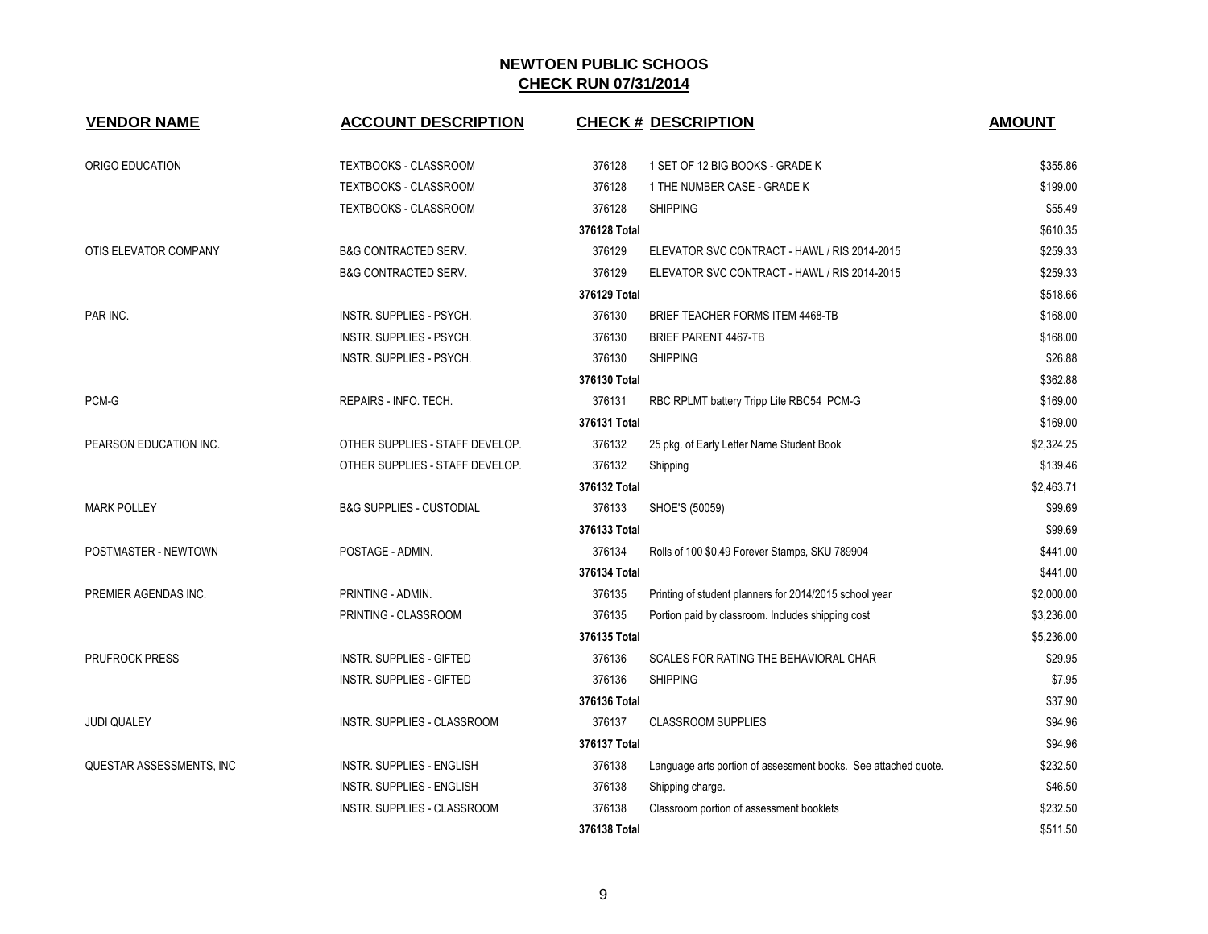# NEWTOEN PUBLIC SCHOOS

## CHECK RUN 07/31/2014

| VENDOR NAME | ACCOUNT DESCRIPTION | CHECK # | DESCRIPTION | AMOUNT |
|---|---|---|---|---|
| ORIGO EDUCATION | TEXTBOOKS - CLASSROOM | 376128 | 1 SET OF 12 BIG BOOKS - GRADE K | $355.86 |
| | TEXTBOOKS - CLASSROOM | 376128 | 1 THE NUMBER CASE - GRADE K | $199.00 |
| | TEXTBOOKS - CLASSROOM | 376128 | SHIPPING | $55.49 |
| | | **376128 Total** | | $610.35 |
| OTIS ELEVATOR COMPANY | B&G CONTRACTED SERV. | 376129 | ELEVATOR SVC CONTRACT - HAWL / RIS 2014-2015 | $259.33 |
| | B&G CONTRACTED SERV. | 376129 | ELEVATOR SVC CONTRACT - HAWL / RIS 2014-2015 | $259.33 |
| | | **376129 Total** | | $518.66 |
| PAR INC. | INSTR. SUPPLIES - PSYCH. | 376130 | BRIEF TEACHER FORMS ITEM 4468-TB | $168.00 |
| | INSTR. SUPPLIES - PSYCH. | 376130 | BRIEF PARENT 4467-TB | $168.00 |
| | INSTR. SUPPLIES - PSYCH. | 376130 | SHIPPING | $26.88 |
| | | **376130 Total** | | $362.88 |
| PCM-G | REPAIRS - INFO. TECH. | 376131 | RBC RPLMT battery Tripp Lite RBC54 PCM-G | $169.00 |
| | | **376131 Total** | | $169.00 |
| PEARSON EDUCATION INC. | OTHER SUPPLIES - STAFF DEVELOP. | 376132 | 25 pkg. of Early Letter Name Student Book | $2,324.25 |
| | OTHER SUPPLIES - STAFF DEVELOP. | 376132 | Shipping | $139.46 |
| | | **376132 Total** | | $2,463.71 |
| MARK POLLEY | B&G SUPPLIES - CUSTODIAL | 376133 | SHOE'S (50059) | $99.69 |
| | | **376133 Total** | | $99.69 |
| POSTMASTER - NEWTOWN | POSTAGE - ADMIN. | 376134 | Rolls of 100 $0.49 Forever Stamps, SKU 789904 | $441.00 |
| | | **376134 Total** | | $441.00 |
| PREMIER AGENDAS INC. | PRINTING - ADMIN. | 376135 | Printing of student planners for 2014/2015 school year | $2,000.00 |
| | PRINTING - CLASSROOM | 376135 | Portion paid by classroom. Includes shipping cost | $3,236.00 |
| | | **376135 Total** | | $5,236.00 |
| PRUFROCK PRESS | INSTR. SUPPLIES - GIFTED | 376136 | SCALES FOR RATING THE BEHAVIORAL CHAR | $29.95 |
| | INSTR. SUPPLIES - GIFTED | 376136 | SHIPPING | $7.95 |
| | | **376136 Total** | | $37.90 |
| JUDI QUALEY | INSTR. SUPPLIES - CLASSROOM | 376137 | CLASSROOM SUPPLIES | $94.96 |
| | | **376137 Total** | | $94.96 |
| QUESTAR ASSESSMENTS, INC | INSTR. SUPPLIES - ENGLISH | 376138 | Language arts portion of assessment books. See attached quote. | $232.50 |
| | INSTR. SUPPLIES - ENGLISH | 376138 | Shipping charge. | $46.50 |
| | INSTR. SUPPLIES - CLASSROOM | 376138 | Classroom portion of assessment booklets | $232.50 |
| | | **376138 Total** | | $511.50 |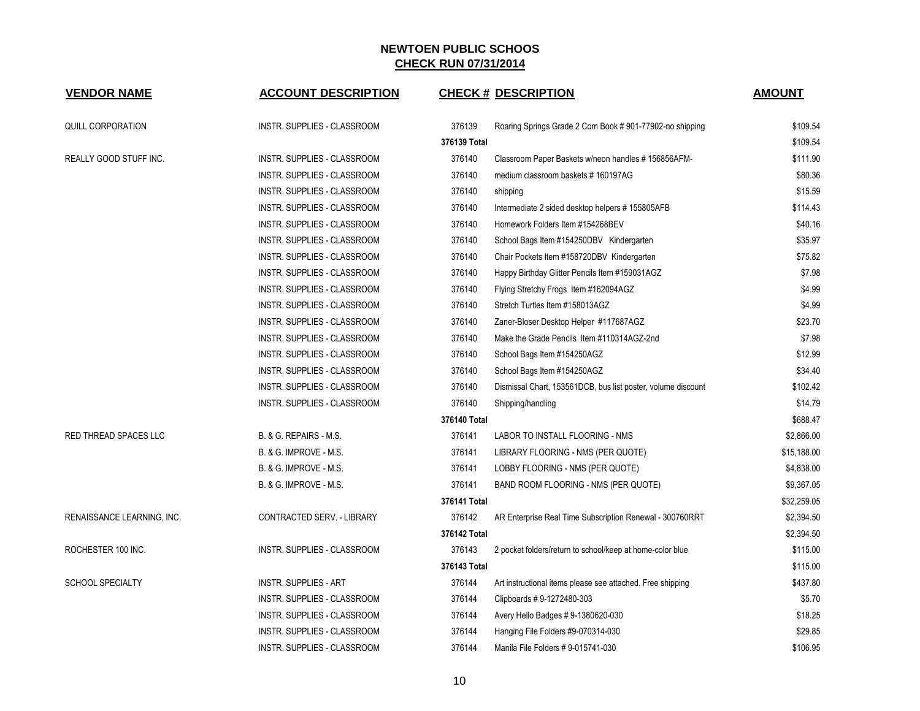# NEWTOEN PUBLIC SCHOOS

## CHECK RUN 07/31/2014

| VENDOR NAME | ACCOUNT DESCRIPTION | CHECK # | DESCRIPTION | AMOUNT |
|---|---|---|---|---|
| QUILL CORPORATION | INSTR. SUPPLIES - CLASSROOM | 376139 | Roaring Springs Grade 2 Com Book # 901-77902-no shipping | $109.54 |
| | | 376139 Total | | $109.54 |
| REALLY GOOD STUFF INC. | INSTR. SUPPLIES - CLASSROOM | 376140 | Classroom Paper Baskets w/neon handles # 156856AFM- | $111.90 |
| | INSTR. SUPPLIES - CLASSROOM | 376140 | medium classroom baskets # 160197AG | $80.36 |
| | INSTR. SUPPLIES - CLASSROOM | 376140 | shipping | $15.59 |
| | INSTR. SUPPLIES - CLASSROOM | 376140 | Intermediate 2 sided desktop helpers # 155805AFB | $114.43 |
| | INSTR. SUPPLIES - CLASSROOM | 376140 | Homework Folders Item #154268BEV | $40.16 |
| | INSTR. SUPPLIES - CLASSROOM | 376140 | School Bags Item #154250DBV Kindergarten | $35.97 |
| | INSTR. SUPPLIES - CLASSROOM | 376140 | Chair Pockets Item #158720DBV Kindergarten | $75.82 |
| | INSTR. SUPPLIES - CLASSROOM | 376140 | Happy Birthday Glitter Pencils Item #159031AGZ | $7.98 |
| | INSTR. SUPPLIES - CLASSROOM | 376140 | Flying Stretchy Frogs Item #162094AGZ | $4.99 |
| | INSTR. SUPPLIES - CLASSROOM | 376140 | Stretch Turtles Item #158013AGZ | $4.99 |
| | INSTR. SUPPLIES - CLASSROOM | 376140 | Zaner-Bloser Desktop Helper #117687AGZ | $23.70 |
| | INSTR. SUPPLIES - CLASSROOM | 376140 | Make the Grade Pencils Item #110314AGZ-2nd | $7.98 |
| | INSTR. SUPPLIES - CLASSROOM | 376140 | School Bags Item #154250AGZ | $12.99 |
| | INSTR. SUPPLIES - CLASSROOM | 376140 | School Bags Item #154250AGZ | $34.40 |
| | INSTR. SUPPLIES - CLASSROOM | 376140 | Dismissal Chart, 153561DCB, bus list poster, volume discount | $102.42 |
| | INSTR. SUPPLIES - CLASSROOM | 376140 | Shipping/handling | $14.79 |
| | | 376140 Total | | $688.47 |
| RED THREAD SPACES LLC | B. & G. REPAIRS - M.S. | 376141 | LABOR TO INSTALL FLOORING - NMS | $2,866.00 |
| | B. & G. IMPROVE - M.S. | 376141 | LIBRARY FLOORING - NMS (PER QUOTE) | $15,188.00 |
| | B. & G. IMPROVE - M.S. | 376141 | LOBBY FLOORING - NMS (PER QUOTE) | $4,838.00 |
| | B. & G. IMPROVE - M.S. | 376141 | BAND ROOM FLOORING - NMS (PER QUOTE) | $9,367.05 |
| | | 376141 Total | | $32,259.05 |
| RENAISSANCE LEARNING, INC. | CONTRACTED SERV. - LIBRARY | 376142 | AR Enterprise Real Time Subscription Renewal - 300760RRT | $2,394.50 |
| | | 376142 Total | | $2,394.50 |
| ROCHESTER 100 INC. | INSTR. SUPPLIES - CLASSROOM | 376143 | 2 pocket folders/return to school/keep at home-color blue | $115.00 |
| | | 376143 Total | | $115.00 |
| SCHOOL SPECIALTY | INSTR. SUPPLIES - ART | 376144 | Art instructional items please see attached. Free shipping | $437.80 |
| | INSTR. SUPPLIES - CLASSROOM | 376144 | Clipboards # 9-1272480-303 | $5.70 |
| | INSTR. SUPPLIES - CLASSROOM | 376144 | Avery Hello Badges # 9-1380620-030 | $18.25 |
| | INSTR. SUPPLIES - CLASSROOM | 376144 | Hanging File Folders #9-070314-030 | $29.85 |
| | INSTR. SUPPLIES - CLASSROOM | 376144 | Manila File Folders # 9-015741-030 | $106.95 |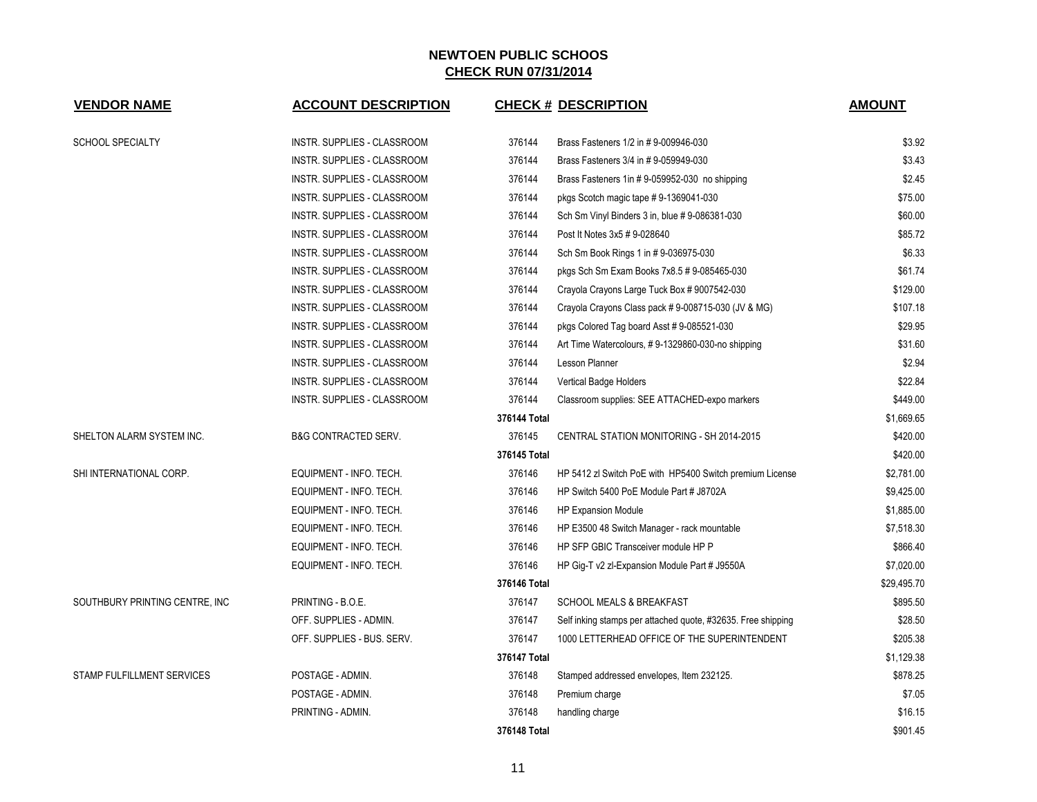# NEWTOEN PUBLIC SCHOOS

## CHECK RUN 07/31/2014

| VENDOR NAME | ACCOUNT DESCRIPTION | CHECK # | DESCRIPTION | AMOUNT |
|---|---|---|---|---|
| SCHOOL SPECIALTY | INSTR. SUPPLIES - CLASSROOM | 376144 | Brass Fasteners 1/2 in # 9-009946-030 | $3.92 |
| | INSTR. SUPPLIES - CLASSROOM | 376144 | Brass Fasteners 3/4 in # 9-059949-030 | $3.43 |
| | INSTR. SUPPLIES - CLASSROOM | 376144 | Brass Fasteners 1in # 9-059952-030 no shipping | $2.45 |
| | INSTR. SUPPLIES - CLASSROOM | 376144 | pkgs Scotch magic tape # 9-1369041-030 | $75.00 |
| | INSTR. SUPPLIES - CLASSROOM | 376144 | Sch Sm Vinyl Binders 3 in, blue # 9-086381-030 | $60.00 |
| | INSTR. SUPPLIES - CLASSROOM | 376144 | Post It Notes 3x5 # 9-028640 | $85.72 |
| | INSTR. SUPPLIES - CLASSROOM | 376144 | Sch Sm Book Rings 1 in # 9-036975-030 | $6.33 |
| | INSTR. SUPPLIES - CLASSROOM | 376144 | pkgs Sch Sm Exam Books 7x8.5 # 9-085465-030 | $61.74 |
| | INSTR. SUPPLIES - CLASSROOM | 376144 | Crayola Crayons Large Tuck Box # 9007542-030 | $129.00 |
| | INSTR. SUPPLIES - CLASSROOM | 376144 | Crayola Crayons Class pack # 9-008715-030 (JV & MG) | $107.18 |
| | INSTR. SUPPLIES - CLASSROOM | 376144 | pkgs Colored Tag board Asst # 9-085521-030 | $29.95 |
| | INSTR. SUPPLIES - CLASSROOM | 376144 | Art Time Watercolours, # 9-1329860-030-no shipping | $31.60 |
| | INSTR. SUPPLIES - CLASSROOM | 376144 | Lesson Planner | $2.94 |
| | INSTR. SUPPLIES - CLASSROOM | 376144 | Vertical Badge Holders | $22.84 |
| | INSTR. SUPPLIES - CLASSROOM | 376144 | Classroom supplies: SEE ATTACHED-expo markers | $449.00 |
| | | **376144 Total** | | $1,669.65 |
| SHELTON ALARM SYSTEM INC. | B&G CONTRACTED SERV. | 376145 | CENTRAL STATION MONITORING - SH 2014-2015 | $420.00 |
| | | **376145 Total** | | $420.00 |
| SHI INTERNATIONAL CORP. | EQUIPMENT - INFO. TECH. | 376146 | HP 5412 zl Switch PoE with HP5400 Switch premium License | $2,781.00 |
| | EQUIPMENT - INFO. TECH. | 376146 | HP Switch 5400 PoE Module Part # J8702A | $9,425.00 |
| | EQUIPMENT - INFO. TECH. | 376146 | HP Expansion Module | $1,885.00 |
| | EQUIPMENT - INFO. TECH. | 376146 | HP E3500 48 Switch Manager - rack mountable | $7,518.30 |
| | EQUIPMENT - INFO. TECH. | 376146 | HP SFP GBIC Transceiver module HP P | $866.40 |
| | EQUIPMENT - INFO. TECH. | 376146 | HP Gig-T v2 zl-Expansion Module Part # J9550A | $7,020.00 |
| | | **376146 Total** | | $29,495.70 |
| SOUTHBURY PRINTING CENTRE, INC | PRINTING - B.O.E. | 376147 | SCHOOL MEALS & BREAKFAST | $895.50 |
| | OFF. SUPPLIES - ADMIN. | 376147 | Self inking stamps per attached quote, #32635. Free shipping | $28.50 |
| | OFF. SUPPLIES - BUS. SERV. | 376147 | 1000 LETTERHEAD OFFICE OF THE SUPERINTENDENT | $205.38 |
| | | **376147 Total** | | $1,129.38 |
| STAMP FULFILLMENT SERVICES | POSTAGE - ADMIN. | 376148 | Stamped addressed envelopes, Item 232125. | $878.25 |
| | POSTAGE - ADMIN. | 376148 | Premium charge | $7.05 |
| | PRINTING - ADMIN. | 376148 | handling charge | $16.15 |
| | | **376148 Total** | | $901.45 |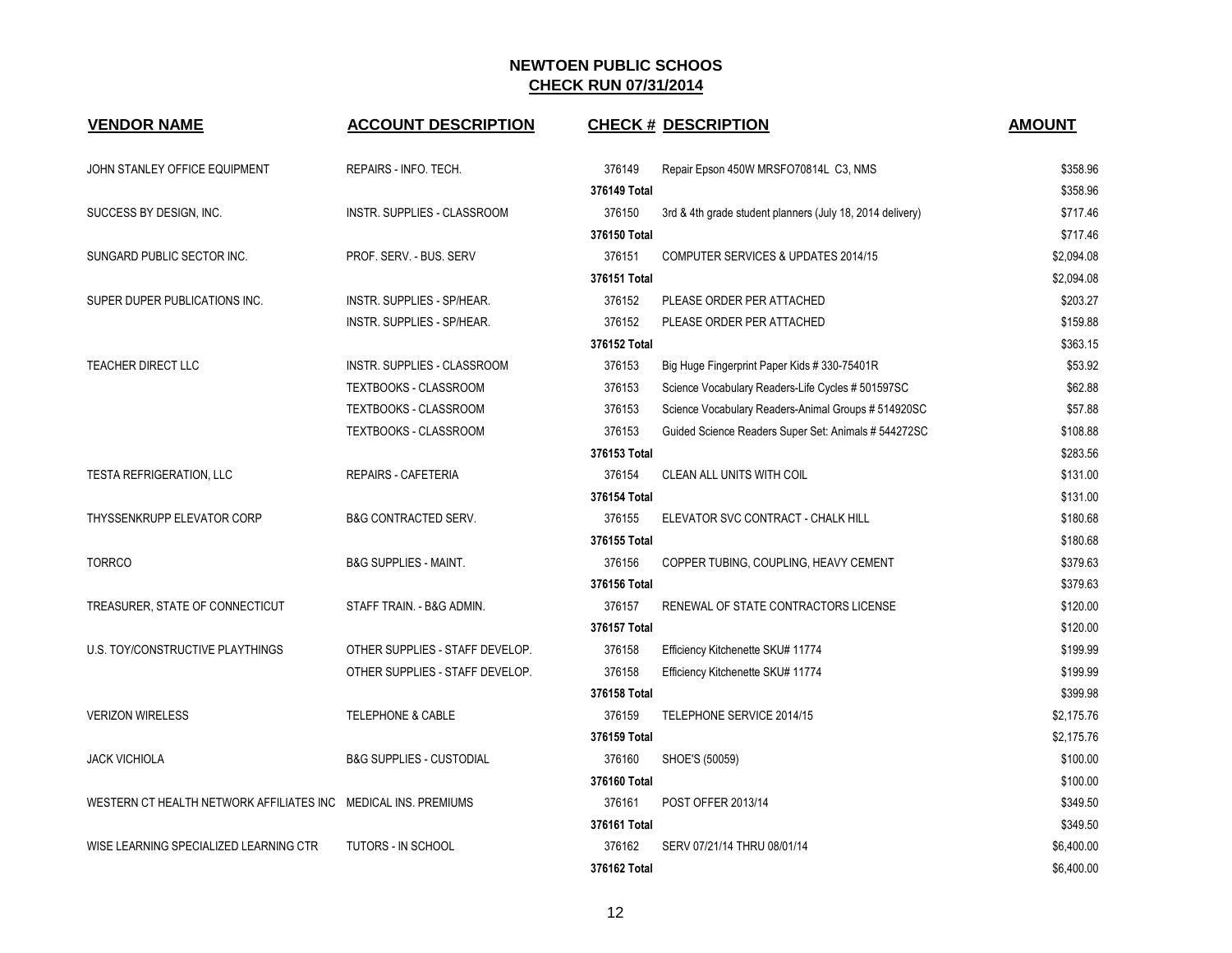# NEWTOEN PUBLIC SCHOOS

## CHECK RUN 07/31/2014

| VENDOR NAME | ACCOUNT DESCRIPTION | CHECK # | DESCRIPTION | AMOUNT |
|---|---|---|---|---|
| JOHN STANLEY OFFICE EQUIPMENT | REPAIRS - INFO. TECH. | 376149 | Repair Epson 450W MRSFO70814L C3, NMS | $358.96 |
| | | 376149 Total | | $358.96 |
| SUCCESS BY DESIGN, INC. | INSTR. SUPPLIES - CLASSROOM | 376150 | 3rd & 4th grade student planners (July 18, 2014 delivery) | $717.46 |
| | | 376150 Total | | $717.46 |
| SUNGARD PUBLIC SECTOR INC. | PROF. SERV. - BUS. SERV | 376151 | COMPUTER SERVICES & UPDATES 2014/15 | $2,094.08 |
| | | 376151 Total | | $2,094.08 |
| SUPER DUPER PUBLICATIONS INC. | INSTR. SUPPLIES - SP/HEAR. | 376152 | PLEASE ORDER PER ATTACHED | $203.27 |
| | INSTR. SUPPLIES - SP/HEAR. | 376152 | PLEASE ORDER PER ATTACHED | $159.88 |
| | | 376152 Total | | $363.15 |
| TEACHER DIRECT LLC | INSTR. SUPPLIES - CLASSROOM | 376153 | Big Huge Fingerprint Paper Kids # 330-75401R | $53.92 |
| | TEXTBOOKS - CLASSROOM | 376153 | Science Vocabulary Readers-Life Cycles # 501597SC | $62.88 |
| | TEXTBOOKS - CLASSROOM | 376153 | Science Vocabulary Readers-Animal Groups # 514920SC | $57.88 |
| | TEXTBOOKS - CLASSROOM | 376153 | Guided Science Readers Super Set: Animals # 544272SC | $108.88 |
| | | 376153 Total | | $283.56 |
| TESTA REFRIGERATION, LLC | REPAIRS - CAFETERIA | 376154 | CLEAN ALL UNITS WITH COIL | $131.00 |
| | | 376154 Total | | $131.00 |
| THYSSENKRUPP ELEVATOR CORP | B&G CONTRACTED SERV. | 376155 | ELEVATOR SVC CONTRACT - CHALK HILL | $180.68 |
| | | 376155 Total | | $180.68 |
| TORRCO | B&G SUPPLIES - MAINT. | 376156 | COPPER TUBING, COUPLING, HEAVY CEMENT | $379.63 |
| | | 376156 Total | | $379.63 |
| TREASURER, STATE OF CONNECTICUT | STAFF TRAIN. - B&G ADMIN. | 376157 | RENEWAL OF STATE CONTRACTORS LICENSE | $120.00 |
| | | 376157 Total | | $120.00 |
| U.S. TOY/CONSTRUCTIVE PLAYTHINGS | OTHER SUPPLIES - STAFF DEVELOP. | 376158 | Efficiency Kitchenette SKU# 11774 | $199.99 |
| | OTHER SUPPLIES - STAFF DEVELOP. | 376158 | Efficiency Kitchenette SKU# 11774 | $199.99 |
| | | 376158 Total | | $399.98 |
| VERIZON WIRELESS | TELEPHONE & CABLE | 376159 | TELEPHONE SERVICE 2014/15 | $2,175.76 |
| | | 376159 Total | | $2,175.76 |
| JACK VICHIOLA | B&G SUPPLIES - CUSTODIAL | 376160 | SHOE'S (50059) | $100.00 |
| | | 376160 Total | | $100.00 |
| WESTERN CT HEALTH NETWORK AFFILIATES INC | MEDICAL INS. PREMIUMS | 376161 | POST OFFER 2013/14 | $349.50 |
| | | 376161 Total | | $349.50 |
| WISE LEARNING SPECIALIZED LEARNING CTR | TUTORS - IN SCHOOL | 376162 | SERV 07/21/14 THRU 08/01/14 | $6,400.00 |
| | | 376162 Total | | $6,400.00 |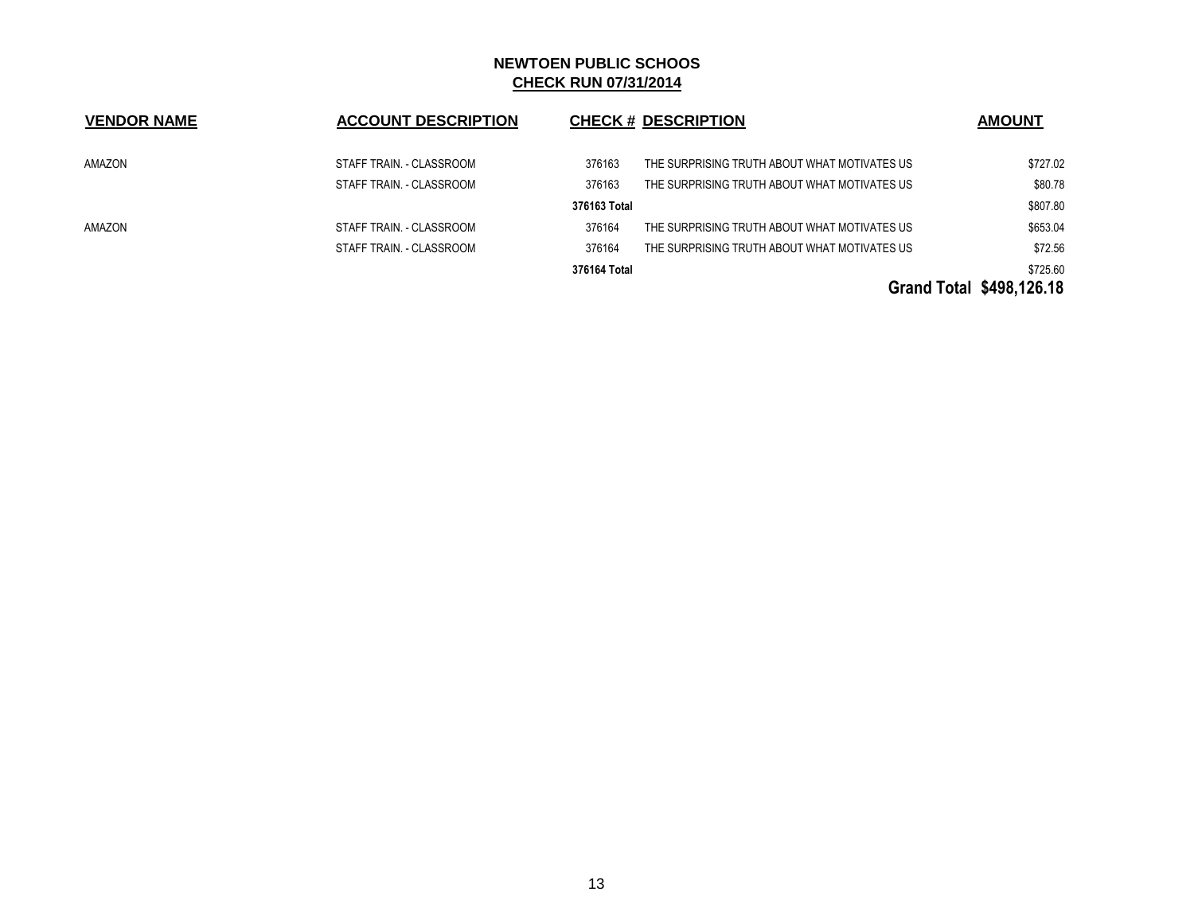**NEWTOEN PUBLIC SCHOOS**

**CHECK RUN 07/31/2014**

| VENDOR NAME | ACCOUNT DESCRIPTION | CHECK # | DESCRIPTION | AMOUNT |
|---|---|---|---|---|
| AMAZON | STAFF TRAIN. - CLASSROOM | 376163 | THE SURPRISING TRUTH ABOUT WHAT MOTIVATES US | $727.02 |
| | STAFF TRAIN. - CLASSROOM | 376163 | THE SURPRISING TRUTH ABOUT WHAT MOTIVATES US | $80.78 |
| | | **376163 Total** | | $807.80 |
| AMAZON | STAFF TRAIN. - CLASSROOM | 376164 | THE SURPRISING TRUTH ABOUT WHAT MOTIVATES US | $653.04 |
| | STAFF TRAIN. - CLASSROOM | 376164 | THE SURPRISING TRUTH ABOUT WHAT MOTIVATES US | $72.56 |
| | | **376164 Total** | | $725.60 |
| | | | **Grand Total** | **$498,126.18** |